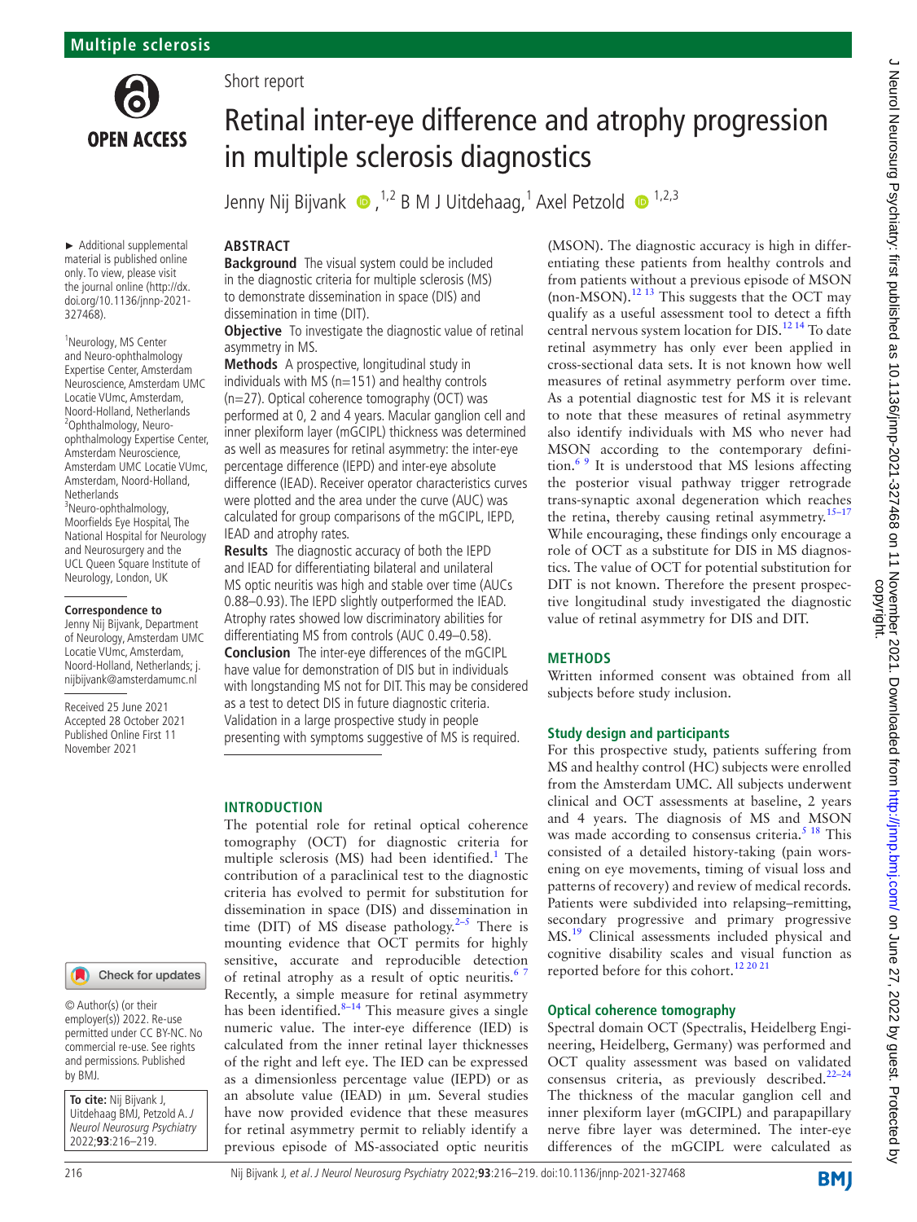Multiple sclerosis

Short report

# Retinal inter-eye difference and atrophy progression in multiple sclerosis diagnostics

Jenny Nij Bijvank[1,2], B M J Uitdehaag[1], Axel Petzold[1,2,3]

► Additional supplemental material is published online only. To view, please visit the journal online (http://dx.doi.org/10.1136/jnnp-2021-327468).

[1]Neurology, MS Center and Neuro-ophthalmology Expertise Center, Amsterdam Neuroscience, Amsterdam UMC Locatie VUmc, Amsterdam, Noord-Holland, Netherlands
[2]Ophthalmology, Neuro-ophthalmology Expertise Center, Amsterdam Neuroscience, Amsterdam UMC Locatie VUmc, Amsterdam, Noord-Holland, Netherlands
[3]Neuro-ophthalmology, Moorfields Eye Hospital, The National Hospital for Neurology and Neurosurgery and the UCL Queen Square Institute of Neurology, London, UK

**Correspondence to**
Jenny Nij Bijvank, Department of Neurology, Amsterdam UMC Locatie VUmc, Amsterdam, Noord-Holland, Netherlands; j.nijbijvank@amsterdamumc.nl

Received 25 June 2021
Accepted 28 October 2021
Published Online First 11 November 2021

© Author(s) (or their employer(s)) 2022. Re-use permitted under CC BY-NC. No commercial re-use. See rights and permissions. Published by BMJ.

**To cite:** Nij Bijvank J, Uitdehaag BMJ, Petzold A. *J Neurol Neurosurg Psychiatry* 2022;**93**:216–219.

## ABSTRACT

**Background** The visual system could be included in the diagnostic criteria for multiple sclerosis (MS) to demonstrate dissemination in space (DIS) and dissemination in time (DIT).

**Objective** To investigate the diagnostic value of retinal asymmetry in MS.

**Methods** A prospective, longitudinal study in individuals with MS (n=151) and healthy controls (n=27). Optical coherence tomography (OCT) was performed at 0, 2 and 4 years. Macular ganglion cell and inner plexiform layer (mGCIPL) thickness was determined as well as measures for retinal asymmetry: the inter-eye percentage difference (IEPD) and inter-eye absolute difference (IEAD). Receiver operator characteristics curves were plotted and the area under the curve (AUC) was calculated for group comparisons of the mGCIPL, IEPD, IEAD and atrophy rates.

**Results** The diagnostic accuracy of both the IEPD and IEAD for differentiating bilateral and unilateral MS optic neuritis was high and stable over time (AUCs 0.88–0.93). The IEPD slightly outperformed the IEAD. Atrophy rates showed low discriminatory abilities for differentiating MS from controls (AUC 0.49–0.58).

**Conclusion** The inter-eye differences of the mGCIPL have value for demonstration of DIS but in individuals with longstanding MS not for DIT. This may be considered as a test to detect DIS in future diagnostic criteria. Validation in a large prospective study in people presenting with symptoms suggestive of MS is required.

## INTRODUCTION

The potential role for retinal optical coherence tomography (OCT) for diagnostic criteria for multiple sclerosis (MS) had been identified.[1] The contribution of a paraclinical test to the diagnostic criteria has evolved to permit for substitution for dissemination in space (DIS) and dissemination in time (DIT) of MS disease pathology.[2–5] There is mounting evidence that OCT permits for highly sensitive, accurate and reproducible detection of retinal atrophy as a result of optic neuritis.[6 7] Recently, a simple measure for retinal asymmetry has been identified.[8–14] This measure gives a single numeric value. The inter-eye difference (IED) is calculated from the inner retinal layer thicknesses of the right and left eye. The IED can be expressed as a dimensionless percentage value (IEPD) or as an absolute value (IEAD) in µm. Several studies have now provided evidence that these measures for retinal asymmetry permit to reliably identify a previous episode of MS-associated optic neuritis (MSON). The diagnostic accuracy is high in differentiating these patients from healthy controls and from patients without a previous episode of MSON (non-MSON).[12 13] This suggests that the OCT may qualify as a useful assessment tool to detect a fifth central nervous system location for DIS.[12 14] To date retinal asymmetry has only ever been applied in cross-sectional data sets. It is not known how well measures of retinal asymmetry perform over time. As a potential diagnostic test for MS it is relevant to note that these measures of retinal asymmetry also identify individuals with MS who never had MSON according to the contemporary definition.[6 9] It is understood that MS lesions affecting the posterior visual pathway trigger retrograde trans-synaptic axonal degeneration which reaches the retina, thereby causing retinal asymmetry.[15–17] While encouraging, these findings only encourage a role of OCT as a substitute for DIS in MS diagnostics. The value of OCT for potential substitution for DIT is not known. Therefore the present prospective longitudinal study investigated the diagnostic value of retinal asymmetry for DIS and DIT.

## METHODS

Written informed consent was obtained from all subjects before study inclusion.

### Study design and participants

For this prospective study, patients suffering from MS and healthy control (HC) subjects were enrolled from the Amsterdam UMC. All subjects underwent clinical and OCT assessments at baseline, 2 years and 4 years. The diagnosis of MS and MSON was made according to consensus criteria.[5 18] This consisted of a detailed history-taking (pain worsening on eye movements, timing of visual loss and patterns of recovery) and review of medical records. Patients were subdivided into relapsing–remitting, secondary progressive and primary progressive MS.[19] Clinical assessments included physical and cognitive disability scales and visual function as reported before for this cohort.[12 20 21]

### Optical coherence tomography

Spectral domain OCT (Spectralis, Heidelberg Engineering, Heidelberg, Germany) was performed and OCT quality assessment was based on validated consensus criteria, as previously described.[22–24] The thickness of the macular ganglion cell and inner plexiform layer (mGCIPL) and parapapillary nerve fibre layer was determined. The inter-eye differences of the mGCIPL were calculated as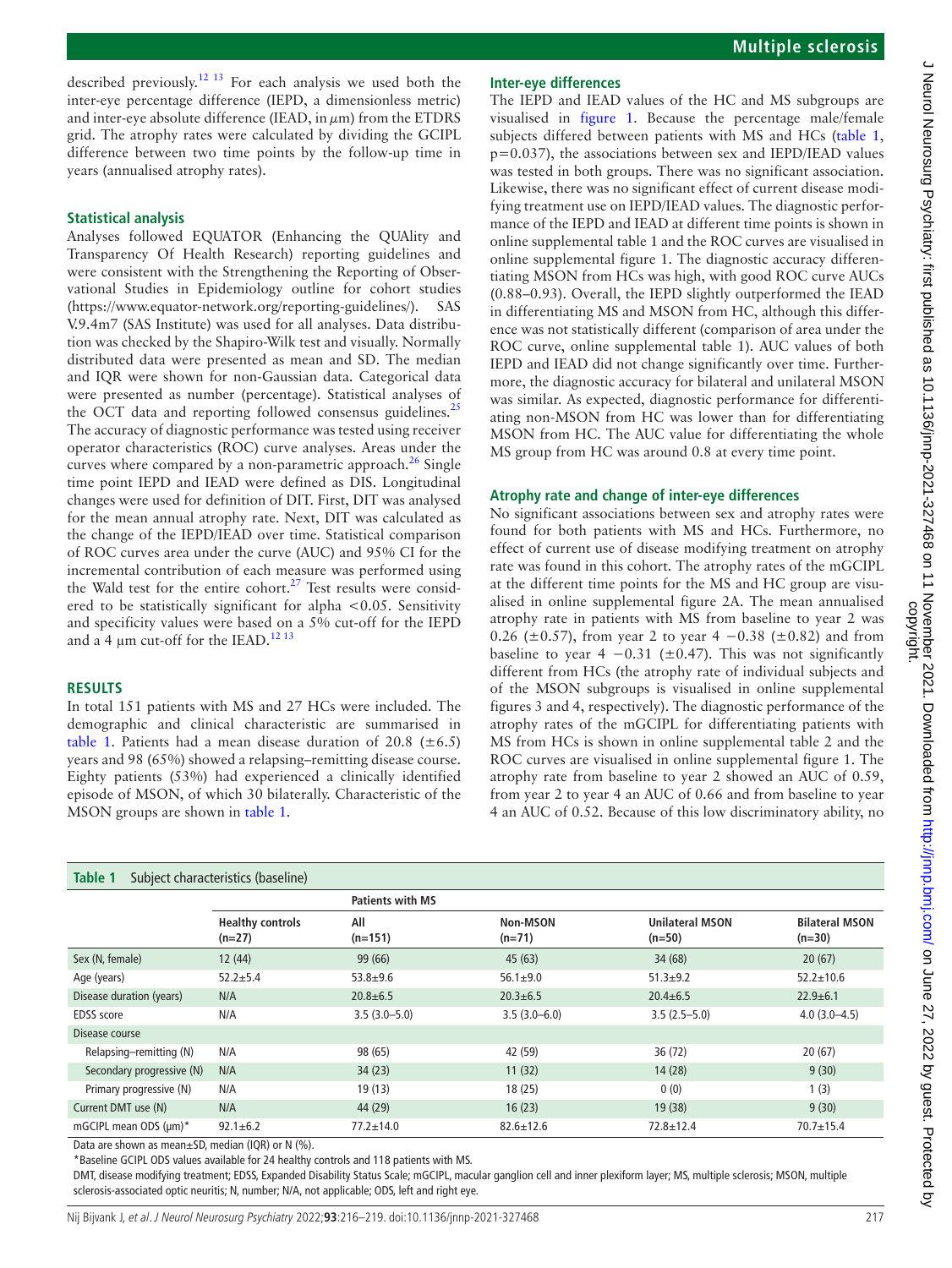described previously.[12 13] For each analysis we used both the inter-eye percentage difference (IEPD, a dimensionless metric) and inter-eye absolute difference (IEAD, in $\mu$m) from the ETDRS grid. The atrophy rates were calculated by dividing the GCIPL difference between two time points by the follow-up time in years (annualised atrophy rates).

### Statistical analysis

Analyses followed EQUATOR (Enhancing the QUAlity and Transparency Of Health Research) reporting guidelines and were consistent with the Strengthening the Reporting of Observational Studies in Epidemiology outline for cohort studies (https://www.equator-network.org/reporting-guidelines/). SAS V.9.4m7 (SAS Institute) was used for all analyses. Data distribution was checked by the Shapiro-Wilk test and visually. Normally distributed data were presented as mean and SD. The median and IQR were shown for non-Gaussian data. Categorical data were presented as number (percentage). Statistical analyses of the OCT data and reporting followed consensus guidelines.[25] The accuracy of diagnostic performance was tested using receiver operator characteristics (ROC) curve analyses. Areas under the curves where compared by a non-parametric approach.[26] Single time point IEPD and IEAD were defined as DIS. Longitudinal changes were used for definition of DIT. First, DIT was analysed for the mean annual atrophy rate. Next, DIT was calculated as the change of the IEPD/IEAD over time. Statistical comparison of ROC curves area under the curve (AUC) and 95% CI for the incremental contribution of each measure was performed using the Wald test for the entire cohort.[27] Test results were considered to be statistically significant for alpha <0.05. Sensitivity and specificity values were based on a 5% cut-off for the IEPD and a 4 µm cut-off for the IEAD.[12 13]

## RESULTS

In total 151 patients with MS and 27 HCs were included. The demographic and clinical characteristic are summarised in table 1. Patients had a mean disease duration of 20.8 (±6.5) years and 98 (65%) showed a relapsing–remitting disease course. Eighty patients (53%) had experienced a clinically identified episode of MSON, of which 30 bilaterally. Characteristic of the MSON groups are shown in table 1.

### Inter-eye differences

The IEPD and IEAD values of the HC and MS subgroups are visualised in figure 1. Because the percentage male/female subjects differed between patients with MS and HCs (table 1, p=0.037), the associations between sex and IEPD/IEAD values was tested in both groups. There was no significant association. Likewise, there was no significant effect of current disease modifying treatment use on IEPD/IEAD values. The diagnostic performance of the IEPD and IEAD at different time points is shown in online supplemental table 1 and the ROC curves are visualised in online supplemental figure 1. The diagnostic accuracy differentiating MSON from HCs was high, with good ROC curve AUCs (0.88–0.93). Overall, the IEPD slightly outperformed the IEAD in differentiating MS and MSON from HC, although this difference was not statistically different (comparison of area under the ROC curve, online supplemental table 1). AUC values of both IEPD and IEAD did not change significantly over time. Furthermore, the diagnostic accuracy for bilateral and unilateral MSON was similar. As expected, diagnostic performance for differentiating non-MSON from HC was lower than for differentiating MSON from HC. The AUC value for differentiating the whole MS group from HC was around 0.8 at every time point.

### Atrophy rate and change of inter-eye differences

No significant associations between sex and atrophy rates were found for both patients with MS and HCs. Furthermore, no effect of current use of disease modifying treatment on atrophy rate was found in this cohort. The atrophy rates of the mGCIPL at the different time points for the MS and HC group are visualised in online supplemental figure 2A. The mean annualised atrophy rate in patients with MS from baseline to year 2 was 0.26 (±0.57), from year 2 to year 4 −0.38 (±0.82) and from baseline to year 4 −0.31 (±0.47). This was not significantly different from HCs (the atrophy rate of individual subjects and of the MSON subgroups is visualised in online supplemental figures 3 and 4, respectively). The diagnostic performance of the atrophy rates of the mGCIPL for differentiating patients with MS from HCs is shown in online supplemental table 2 and the ROC curves are visualised in online supplemental figure 1. The atrophy rate from baseline to year 2 showed an AUC of 0.59, from year 2 to year 4 an AUC of 0.66 and from baseline to year 4 an AUC of 0.52. Because of this low discriminatory ability, no

**Table 1** Subject characteristics (baseline)

| | | Patients with MS | | | |
|---|---|---|---|---|---|
| | Healthy controls (n=27) | All (n=151) | Non-MSON (n=71) | Unilateral MSON (n=50) | Bilateral MSON (n=30) |
| Sex (N, female) | 12 (44) | 99 (66) | 45 (63) | 34 (68) | 20 (67) |
| Age (years) | 52.2±5.4 | 53.8±9.6 | 56.1±9.0 | 51.3±9.2 | 52.2±10.6 |
| Disease duration (years) | N/A | 20.8±6.5 | 20.3±6.5 | 20.4±6.5 | 22.9±6.1 |
| EDSS score | N/A | 3.5 (3.0–5.0) | 3.5 (3.0–6.0) | 3.5 (2.5–5.0) | 4.0 (3.0–4.5) |
| Disease course | | | | | |
| Relapsing–remitting (N) | N/A | 98 (65) | 42 (59) | 36 (72) | 20 (67) |
| Secondary progressive (N) | N/A | 34 (23) | 11 (32) | 14 (28) | 9 (30) |
| Primary progressive (N) | N/A | 19 (13) | 18 (25) | 0 (0) | 1 (3) |
| Current DMT use (N) | N/A | 44 (29) | 16 (23) | 19 (38) | 9 (30) |
| mGCIPL mean ODS (µm)* | 92.1±6.2 | 77.2±14.0 | 82.6±12.6 | 72.8±12.4 | 70.7±15.4 |

Data are shown as mean±SD, median (IQR) or N (%).

*Baseline GCIPL ODS values available for 24 healthy controls and 118 patients with MS.

DMT, disease modifying treatment; EDSS, Expanded Disability Status Scale; mGCIPL, macular ganglion cell and inner plexiform layer; MS, multiple sclerosis; MSON, multiple sclerosis-associated optic neuritis; N, number; N/A, not applicable; ODS, left and right eye.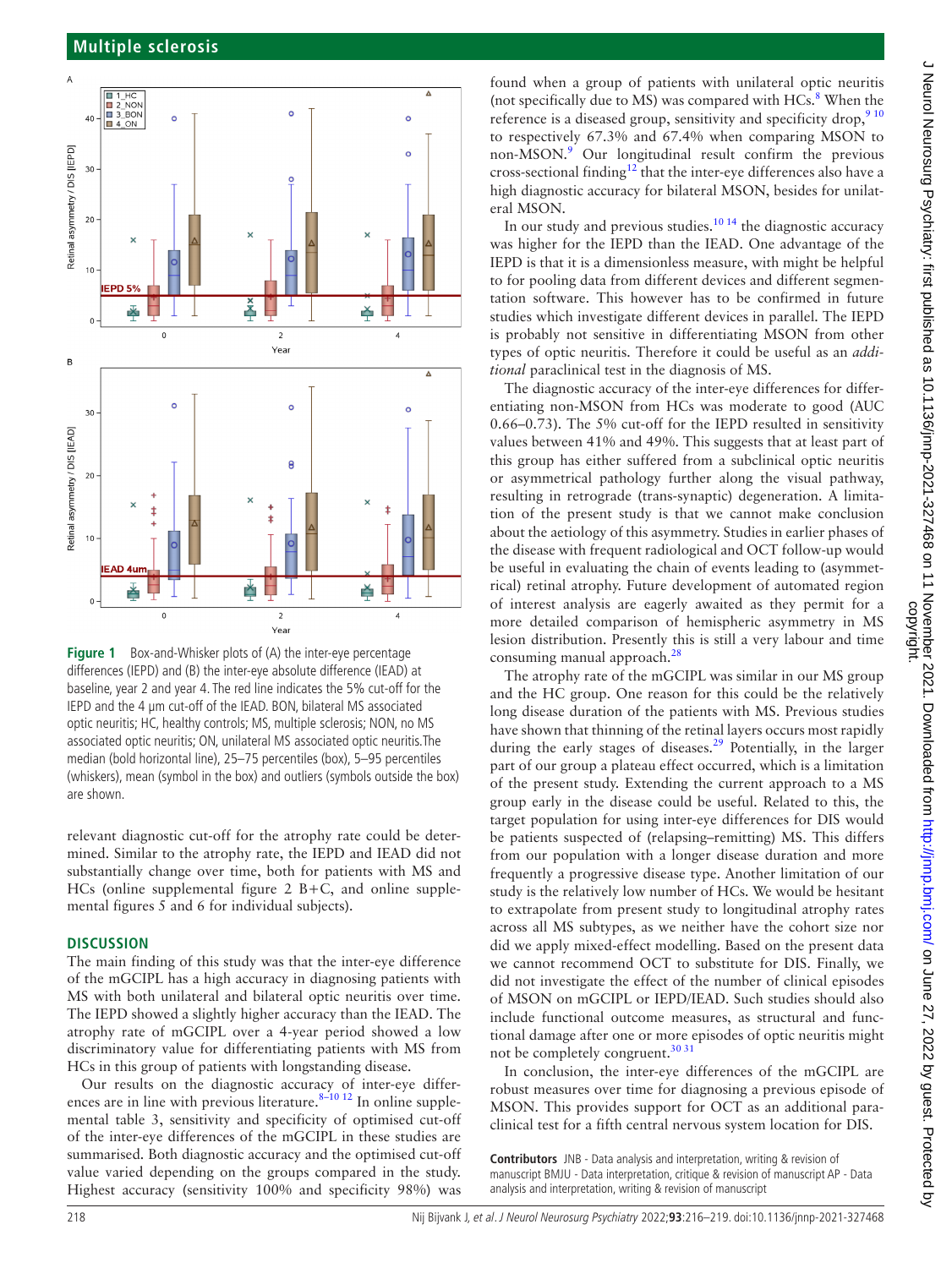Figure 1 Box-and-Whisker plots of (A) the inter-eye percentage differences (IEPD) and (B) the inter-eye absolute difference (IEAD) at baseline, year 2 and year 4. The red line indicates the 5% cut-off for the IEPD and the 4 µm cut-off of the IEAD. BON, bilateral MS associated optic neuritis; HC, healthy controls; MS, multiple sclerosis; NON, no MS associated optic neuritis; ON, unilateral MS associated optic neuritis.The median (bold horizontal line), 25–75 percentiles (box), 5–95 percentiles (whiskers), mean (symbol in the box) and outliers (symbols outside the box) are shown.

relevant diagnostic cut-off for the atrophy rate could be determined. Similar to the atrophy rate, the IEPD and IEAD did not substantially change over time, both for patients with MS and HCs (online supplemental figure 2 B+C, and online supplemental figures 5 and 6 for individual subjects).

## DISCUSSION

The main finding of this study was that the inter-eye difference of the mGCIPL has a high accuracy in diagnosing patients with MS with both unilateral and bilateral optic neuritis over time. The IEPD showed a slightly higher accuracy than the IEAD. The atrophy rate of mGCIPL over a 4-year period showed a low discriminatory value for differentiating patients with MS from HCs in this group of patients with longstanding disease.

Our results on the diagnostic accuracy of inter-eye differences are in line with previous literature.[8–10 12] In online supplemental table 3, sensitivity and specificity of optimised cut-off of the inter-eye differences of the mGCIPL in these studies are summarised. Both diagnostic accuracy and the optimised cut-off value varied depending on the groups compared in the study. Highest accuracy (sensitivity 100% and specificity 98%) was found when a group of patients with unilateral optic neuritis (not specifically due to MS) was compared with HCs.[8] When the reference is a diseased group, sensitivity and specificity drop,[9 10] to respectively 67.3% and 67.4% when comparing MSON to non-MSON.[9] Our longitudinal result confirm the previous cross-sectional finding[12] that the inter-eye differences also have a high diagnostic accuracy for bilateral MSON, besides for unilateral MSON.

In our study and previous studies.[10 14] the diagnostic accuracy was higher for the IEPD than the IEAD. One advantage of the IEPD is that it is a dimensionless measure, with might be helpful to for pooling data from different devices and different segmentation software. This however has to be confirmed in future studies which investigate different devices in parallel. The IEPD is probably not sensitive in differentiating MSON from other types of optic neuritis. Therefore it could be useful as an *additional* paraclinical test in the diagnosis of MS.

The diagnostic accuracy of the inter-eye differences for differentiating non-MSON from HCs was moderate to good (AUC 0.66–0.73). The 5% cut-off for the IEPD resulted in sensitivity values between 41% and 49%. This suggests that at least part of this group has either suffered from a subclinical optic neuritis or asymmetrical pathology further along the visual pathway, resulting in retrograde (trans-synaptic) degeneration. A limitation of the present study is that we cannot make conclusion about the aetiology of this asymmetry. Studies in earlier phases of the disease with frequent radiological and OCT follow-up would be useful in evaluating the chain of events leading to (asymmetrical) retinal atrophy. Future development of automated region of interest analysis are eagerly awaited as they permit for a more detailed comparison of hemispheric asymmetry in MS lesion distribution. Presently this is still a very labour and time consuming manual approach.[28]

The atrophy rate of the mGCIPL was similar in our MS group and the HC group. One reason for this could be the relatively long disease duration of the patients with MS. Previous studies have shown that thinning of the retinal layers occurs most rapidly during the early stages of diseases.[29] Potentially, in the larger part of our group a plateau effect occurred, which is a limitation of the present study. Extending the current approach to a MS group early in the disease could be useful. Related to this, the target population for using inter-eye differences for DIS would be patients suspected of (relapsing–remitting) MS. This differs from our population with a longer disease duration and more frequently a progressive disease type. Another limitation of our study is the relatively low number of HCs. We would be hesitant to extrapolate from present study to longitudinal atrophy rates across all MS subtypes, as we neither have the cohort size nor did we apply mixed-effect modelling. Based on the present data we cannot recommend OCT to substitute for DIS. Finally, we did not investigate the effect of the number of clinical episodes of MSON on mGCIPL or IEPD/IEAD. Such studies should also include functional outcome measures, as structural and functional damage after one or more episodes of optic neuritis might not be completely congruent.[30 31]

In conclusion, the inter-eye differences of the mGCIPL are robust measures over time for diagnosing a previous episode of MSON. This provides support for OCT as an additional paraclinical test for a fifth central nervous system location for DIS.

**Contributors** JNB - Data analysis and interpretation, writing & revision of manuscript BMJU - Data interpretation, critique & revision of manuscript AP - Data analysis and interpretation, writing & revision of manuscript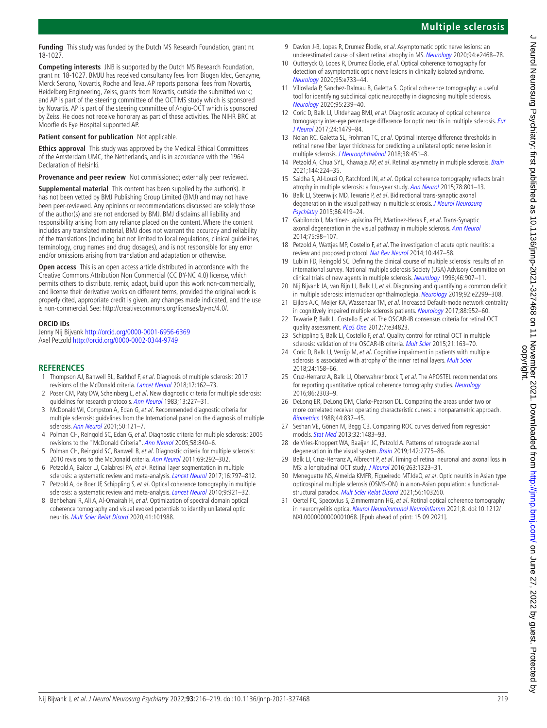**Funding** This study was funded by the Dutch MS Research Foundation, grant nr. 18-1027.

**Competing interests** JNB is supported by the Dutch MS Research Foundation, grant nr. 18-1027. BMJU has received consultancy fees from Biogen Idec, Genzyme, Merck Serono, Novartis, Roche and Teva. AP reports personal fees from Novartis, Heidelberg Engineering, Zeiss, grants from Novartis, outside the submitted work; and AP is part of the steering committee of the OCTiMS study which is sponsored by Novartis. AP is part of the steering committee of Angio-OCT which is sponsored by Zeiss. He does not receive honorary as part of these activities. The NIHR BRC at Moorfields Eye Hospital supported AP.

**Patient consent for publication** Not applicable.

**Ethics approval** This study was approved by the Medical Ethical Committees of the Amsterdam UMC, the Netherlands, and is in accordance with the 1964 Declaration of Helsinki.

**Provenance and peer review** Not commissioned; externally peer reviewed.

**Supplemental material** This content has been supplied by the author(s). It has not been vetted by BMJ Publishing Group Limited (BMJ) and may not have been peer-reviewed. Any opinions or recommendations discussed are solely those of the author(s) and are not endorsed by BMJ. BMJ disclaims all liability and responsibility arising from any reliance placed on the content. Where the content includes any translated material, BMJ does not warrant the accuracy and reliability of the translations (including but not limited to local regulations, clinical guidelines, terminology, drug names and drug dosages), and is not responsible for any error and/or omissions arising from translation and adaptation or otherwise.

**Open access** This is an open access article distributed in accordance with the Creative Commons Attribution Non Commercial (CC BY-NC 4.0) license, which permits others to distribute, remix, adapt, build upon this work non-commercially, and license their derivative works on different terms, provided the original work is properly cited, appropriate credit is given, any changes made indicated, and the use is non-commercial. See: http://creativecommons.org/licenses/by-nc/4.0/.

#### ORCID iDs

Jenny Nij Bijvank http://orcid.org/0000-0001-6956-6369
Axel Petzold http://orcid.org/0000-0002-0344-9749

## REFERENCES

1. Thompson AJ, Banwell BL, Barkhof F, *et al*. Diagnosis of multiple sclerosis: 2017 revisions of the McDonald criteria. *Lancet Neurol* 2018;17:162–73.
2. Poser CM, Paty DW, Scheinberg L, *et al*. New diagnostic criteria for multiple sclerosis: guidelines for research protocols. *Ann Neurol* 1983;13:227–31.
3. McDonald WI, Compston A, Edan G, *et al*. Recommended diagnostic criteria for multiple sclerosis: guidelines from the International panel on the diagnosis of multiple sclerosis. *Ann Neurol* 2001;50:121–7.
4. Polman CH, Reingold SC, Edan G, *et al*. Diagnostic criteria for multiple sclerosis: 2005 revisions to the "McDonald Criteria". *Ann Neurol* 2005;58:840–6.
5. Polman CH, Reingold SC, Banwell B, *et al*. Diagnostic criteria for multiple sclerosis: 2010 revisions to the McDonald criteria. *Ann Neurol* 2011;69:292–302.
6. Petzold A, Balcer LJ, Calabresi PA, *et al*. Retinal layer segmentation in multiple sclerosis: a systematic review and meta-analysis. *Lancet Neurol* 2017;16:797–812.
7. Petzold A, de Boer JF, Schippling S, *et al*. Optical coherence tomography in multiple sclerosis: a systematic review and meta-analysis. *Lancet Neurol* 2010;9:921–32.
8. Behbehani R, Ali A, Al-Omairah H, *et al*. Optimization of spectral domain optical coherence tomography and visual evoked potentials to identify unilateral optic neuritis. *Mult Scler Relat Disord* 2020;41:101988.
9. Davion J-B, Lopes R, Drumez Élodie, *et al*. Asymptomatic optic nerve lesions: an underestimated cause of silent retinal atrophy in MS. *Neurology* 2020;94:e2468–78.
10. Outteryck O, Lopes R, Drumez Élodie, *et al*. Optical coherence tomography for detection of asymptomatic optic nerve lesions in clinically isolated syndrome. *Neurology* 2020;95:e733–44.
11. Villoslada P, Sanchez-Dalmau B, Galetta S. Optical coherence tomography: a useful tool for identifying subclinical optic neuropathy in diagnosing multiple sclerosis. *Neurology* 2020;95:239–40.
12. Coric D, Balk LJ, Uitdehaag BMJ, *et al*. Diagnostic accuracy of optical coherence tomography inter-eye percentage difference for optic neuritis in multiple sclerosis. *Eur J Neurol* 2017;24:1479–84.
13. Nolan RC, Galetta SL, Frohman TC, *et al*. Optimal Intereye difference thresholds in retinal nerve fiber layer thickness for predicting a unilateral optic nerve lesion in multiple sclerosis. *J Neuroophthalmol* 2018;38:451–8.
14. Petzold A, Chua SYL, Khawaja AP, *et al*. Retinal asymmetry in multiple sclerosis. *Brain* 2021;144:224–35.
15. Saidha S, Al-Louzi O, Ratchford JN, *et al*. Optical coherence tomography reflects brain atrophy in multiple sclerosis: a four-year study. *Ann Neurol* 2015;78:801–13.
16. Balk LJ, Steenwijk MD, Tewarie P, *et al*. Bidirectional trans-synaptic axonal degeneration in the visual pathway in multiple sclerosis. *J Neurol Neurosurg Psychiatry* 2015;86:419–24.
17. Gabilondo I, Martínez-Lapiscina EH, Martínez-Heras E, *et al*. Trans-Synaptic axonal degeneration in the visual pathway in multiple sclerosis. *Ann Neurol* 2014;75:98–107.
18. Petzold A, Wattjes MP, Costello F, *et al*. The investigation of acute optic neuritis: a review and proposed protocol. *Nat Rev Neurol* 2014;10:447–58.
19. Lublin FD, Reingold SC. Defining the clinical course of multiple sclerosis: results of an international survey. National multiple sclerosis Society (USA) Advisory Committee on clinical trials of new agents in multiple sclerosis. *Neurology* 1996;46:907–11.
20. Nij Bijvank JA, van Rijn LJ, Balk LJ, *et al*. Diagnosing and quantifying a common deficit in multiple sclerosis: internuclear ophthalmoplegia. *Neurology* 2019;92:e2299–308.
21. Eijlers AJC, Meijer KA, Wassenaar TM, *et al*. Increased Default-mode network centrality in cognitively impaired multiple sclerosis patients. *Neurology* 2017;88:952–60.
22. Tewarie P, Balk L, Costello F, *et al*. The OSCAR-IB consensus criteria for retinal OCT quality assessment. *PLoS One* 2012;7:e34823.
23. Schippling S, Balk LJ, Costello F, *et al*. Quality control for retinal OCT in multiple sclerosis: validation of the OSCAR-IB criteria. *Mult Scler* 2015;21:163–70.
24. Coric D, Balk LJ, Verrijp M, *et al*. Cognitive impairment in patients with multiple sclerosis is associated with atrophy of the inner retinal layers. *Mult Scler* 2018;24:158–66.
25. Cruz-Herranz A, Balk LJ, Oberwahrenbrock T, *et al*. The APOSTEL recommendations for reporting quantitative optical coherence tomography studies. *Neurology* 2016;86:2303–9.
26. DeLong ER, DeLong DM, Clarke-Pearson DL. Comparing the areas under two or more correlated receiver operating characteristic curves: a nonparametric approach. *Biometrics* 1988;44:837–45.
27. Seshan VE, Gönen M, Begg CB. Comparing ROC curves derived from regression models. *Stat Med* 2013;32:1483–93.
28. de Vries-Knoppert WA, Baaijen JC, Petzold A. Patterns of retrograde axonal degeneration in the visual system. *Brain* 2019;142:2775–86.
29. Balk LJ, Cruz-Herranz A, Albrecht P, *et al*. Timing of retinal neuronal and axonal loss in MS: a longitudinal OCT study. *J Neurol* 2016;263:1323–31.
30. Meneguette NS, Almeida KMFR, Figueiredo MTJdeO, *et al*. Optic neuritis in Asian type opticospinal multiple sclerosis (OSMS-ON) in a non-Asian population: a functional-structural paradox. *Mult Scler Relat Disord* 2021;56:103260.
31. Oertel FC, Specovius S, Zimmermann HG, *et al*. Retinal optical coherence tomography in neuromyelitis optica. *Neurol Neuroimmunol Neuroinflamm* 2021;8. doi:10.1212/NXI.0000000000001068. [Epub ahead of print: 15 09 2021].